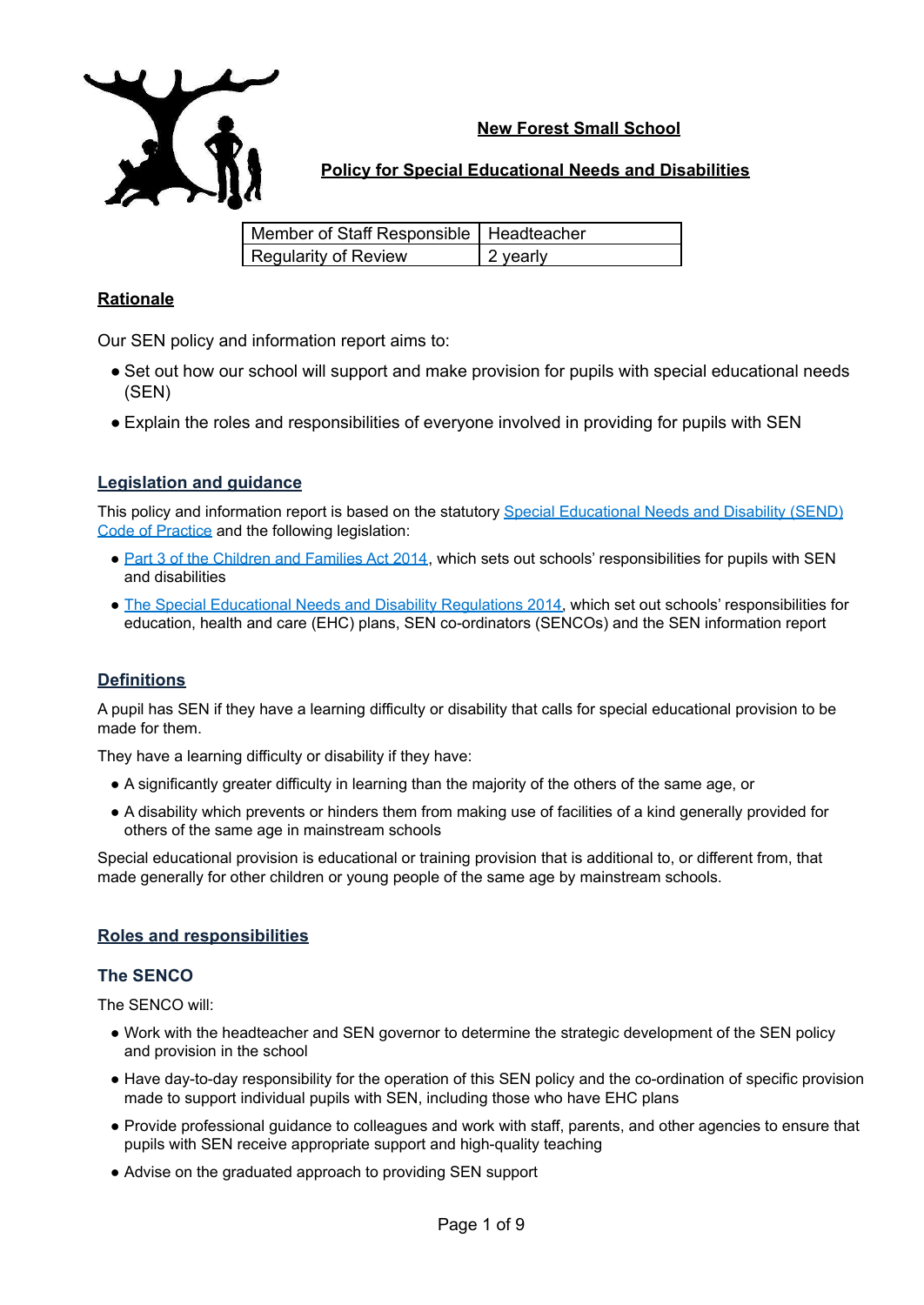# New Forest Small School

## Policy for Special Educational Needs and Disabilities

| Member of Staff Responsible | Headteacher |
|---|---|
| Regularity of Review | 2 yearly |

## Rationale

Our SEN policy and information report aims to:

- Set out how our school will support and make provision for pupils with special educational needs (SEN)
- Explain the roles and responsibilities of everyone involved in providing for pupils with SEN

## Legislation and guidance

This policy and information report is based on the statutory Special Educational Needs and Disability (SEND) Code of Practice and the following legislation:

- Part 3 of the Children and Families Act 2014, which sets out schools' responsibilities for pupils with SEN and disabilities
- The Special Educational Needs and Disability Regulations 2014, which set out schools' responsibilities for education, health and care (EHC) plans, SEN co-ordinators (SENCOs) and the SEN information report

## Definitions

A pupil has SEN if they have a learning difficulty or disability that calls for special educational provision to be made for them.

They have a learning difficulty or disability if they have:

- A significantly greater difficulty in learning than the majority of the others of the same age, or
- A disability which prevents or hinders them from making use of facilities of a kind generally provided for others of the same age in mainstream schools

Special educational provision is educational or training provision that is additional to, or different from, that made generally for other children or young people of the same age by mainstream schools.

## Roles and responsibilities

### The SENCO

The SENCO will:

- Work with the headteacher and SEN governor to determine the strategic development of the SEN policy and provision in the school
- Have day-to-day responsibility for the operation of this SEN policy and the co-ordination of specific provision made to support individual pupils with SEN, including those who have EHC plans
- Provide professional guidance to colleagues and work with staff, parents, and other agencies to ensure that pupils with SEN receive appropriate support and high-quality teaching
- Advise on the graduated approach to providing SEN support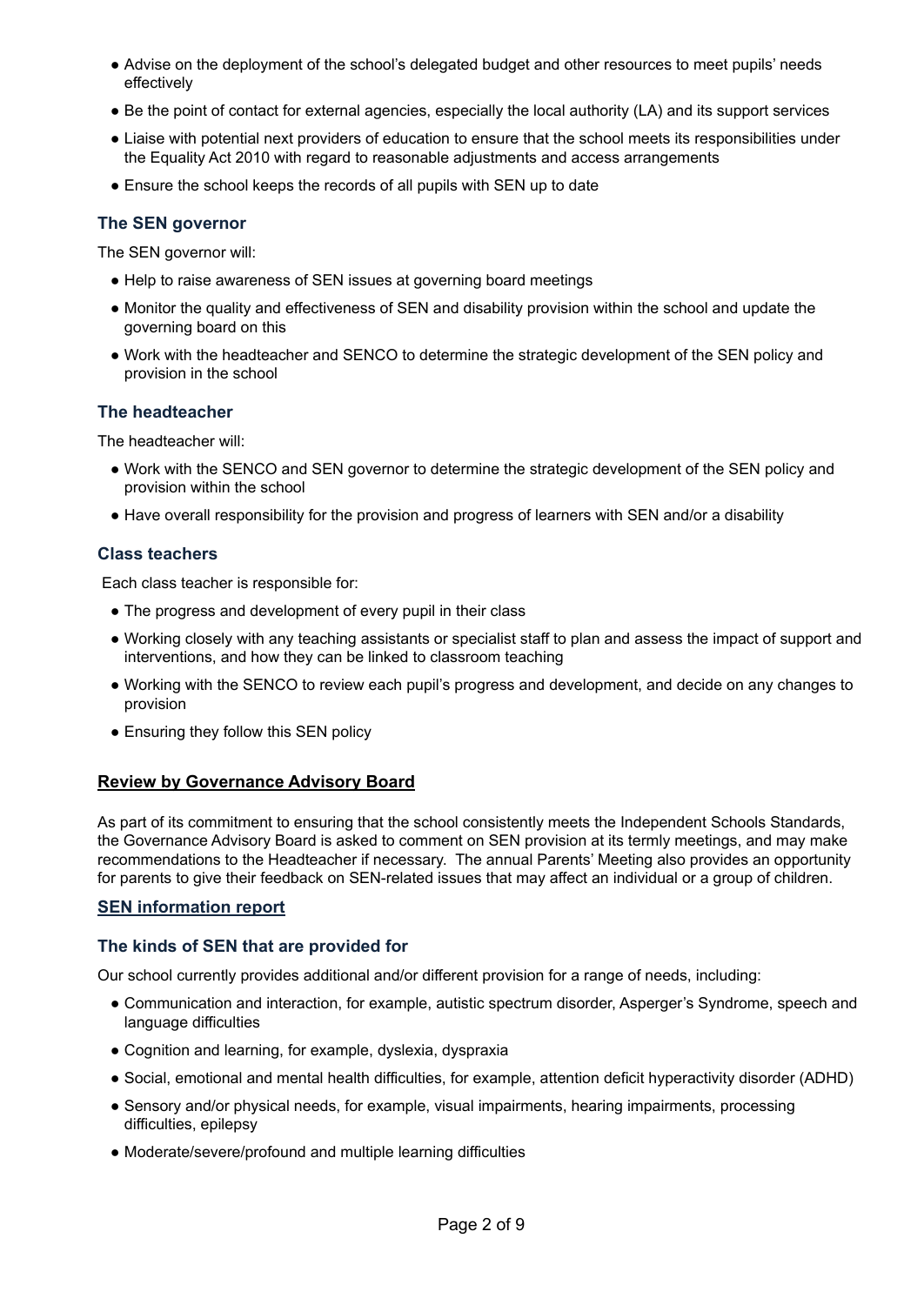- Advise on the deployment of the school's delegated budget and other resources to meet pupils' needs effectively
- Be the point of contact for external agencies, especially the local authority (LA) and its support services
- Liaise with potential next providers of education to ensure that the school meets its responsibilities under the Equality Act 2010 with regard to reasonable adjustments and access arrangements
- Ensure the school keeps the records of all pupils with SEN up to date

### The SEN governor

The SEN governor will:

- Help to raise awareness of SEN issues at governing board meetings
- Monitor the quality and effectiveness of SEN and disability provision within the school and update the governing board on this
- Work with the headteacher and SENCO to determine the strategic development of the SEN policy and provision in the school

### The headteacher

The headteacher will:

- Work with the SENCO and SEN governor to determine the strategic development of the SEN policy and provision within the school
- Have overall responsibility for the provision and progress of learners with SEN and/or a disability

### Class teachers

Each class teacher is responsible for:

- The progress and development of every pupil in their class
- Working closely with any teaching assistants or specialist staff to plan and assess the impact of support and interventions, and how they can be linked to classroom teaching
- Working with the SENCO to review each pupil's progress and development, and decide on any changes to provision
- Ensuring they follow this SEN policy

## Review by Governance Advisory Board

As part of its commitment to ensuring that the school consistently meets the Independent Schools Standards, the Governance Advisory Board is asked to comment on SEN provision at its termly meetings, and may make recommendations to the Headteacher if necessary. The annual Parents' Meeting also provides an opportunity for parents to give their feedback on SEN-related issues that may affect an individual or a group of children.

## SEN information report

### The kinds of SEN that are provided for

Our school currently provides additional and/or different provision for a range of needs, including:

- Communication and interaction, for example, autistic spectrum disorder, Asperger's Syndrome, speech and language difficulties
- Cognition and learning, for example, dyslexia, dyspraxia
- Social, emotional and mental health difficulties, for example, attention deficit hyperactivity disorder (ADHD)
- Sensory and/or physical needs, for example, visual impairments, hearing impairments, processing difficulties, epilepsy
- Moderate/severe/profound and multiple learning difficulties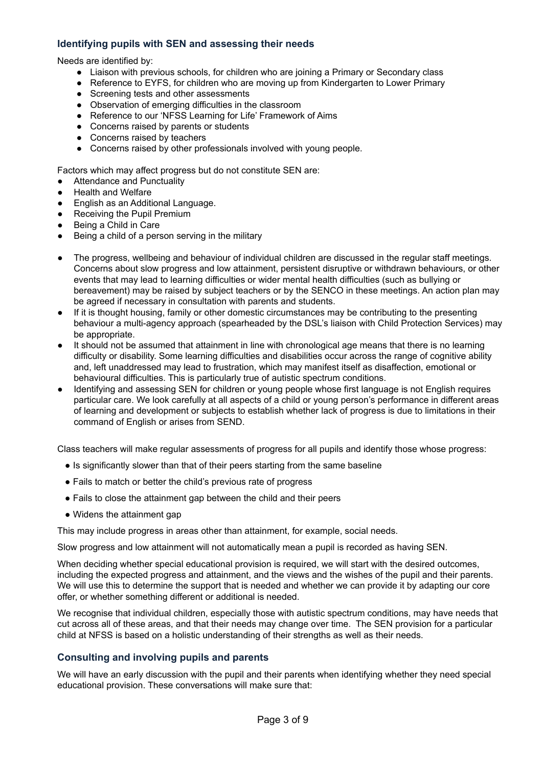### Identifying pupils with SEN and assessing their needs

Needs are identified by:

- Liaison with previous schools, for children who are joining a Primary or Secondary class
- Reference to EYFS, for children who are moving up from Kindergarten to Lower Primary
- Screening tests and other assessments
- Observation of emerging difficulties in the classroom
- Reference to our 'NFSS Learning for Life' Framework of Aims
- Concerns raised by parents or students
- Concerns raised by teachers
- Concerns raised by other professionals involved with young people.

Factors which may affect progress but do not constitute SEN are:

- Attendance and Punctuality
- Health and Welfare
- English as an Additional Language.
- Receiving the Pupil Premium
- Being a Child in Care
- Being a child of a person serving in the military

- The progress, wellbeing and behaviour of individual children are discussed in the regular staff meetings. Concerns about slow progress and low attainment, persistent disruptive or withdrawn behaviours, or other events that may lead to learning difficulties or wider mental health difficulties (such as bullying or bereavement) may be raised by subject teachers or by the SENCO in these meetings. An action plan may be agreed if necessary in consultation with parents and students.
- If it is thought housing, family or other domestic circumstances may be contributing to the presenting behaviour a multi-agency approach (spearheaded by the DSL's liaison with Child Protection Services) may be appropriate.
- It should not be assumed that attainment in line with chronological age means that there is no learning difficulty or disability. Some learning difficulties and disabilities occur across the range of cognitive ability and, left unaddressed may lead to frustration, which may manifest itself as disaffection, emotional or behavioural difficulties. This is particularly true of autistic spectrum conditions.
- Identifying and assessing SEN for children or young people whose first language is not English requires particular care. We look carefully at all aspects of a child or young person's performance in different areas of learning and development or subjects to establish whether lack of progress is due to limitations in their command of English or arises from SEND.

Class teachers will make regular assessments of progress for all pupils and identify those whose progress:

- Is significantly slower than that of their peers starting from the same baseline
- Fails to match or better the child's previous rate of progress
- Fails to close the attainment gap between the child and their peers
- Widens the attainment gap

This may include progress in areas other than attainment, for example, social needs.

Slow progress and low attainment will not automatically mean a pupil is recorded as having SEN.

When deciding whether special educational provision is required, we will start with the desired outcomes, including the expected progress and attainment, and the views and the wishes of the pupil and their parents. We will use this to determine the support that is needed and whether we can provide it by adapting our core offer, or whether something different or additional is needed.

We recognise that individual children, especially those with autistic spectrum conditions, may have needs that cut across all of these areas, and that their needs may change over time. The SEN provision for a particular child at NFSS is based on a holistic understanding of their strengths as well as their needs.

### Consulting and involving pupils and parents

We will have an early discussion with the pupil and their parents when identifying whether they need special educational provision. These conversations will make sure that: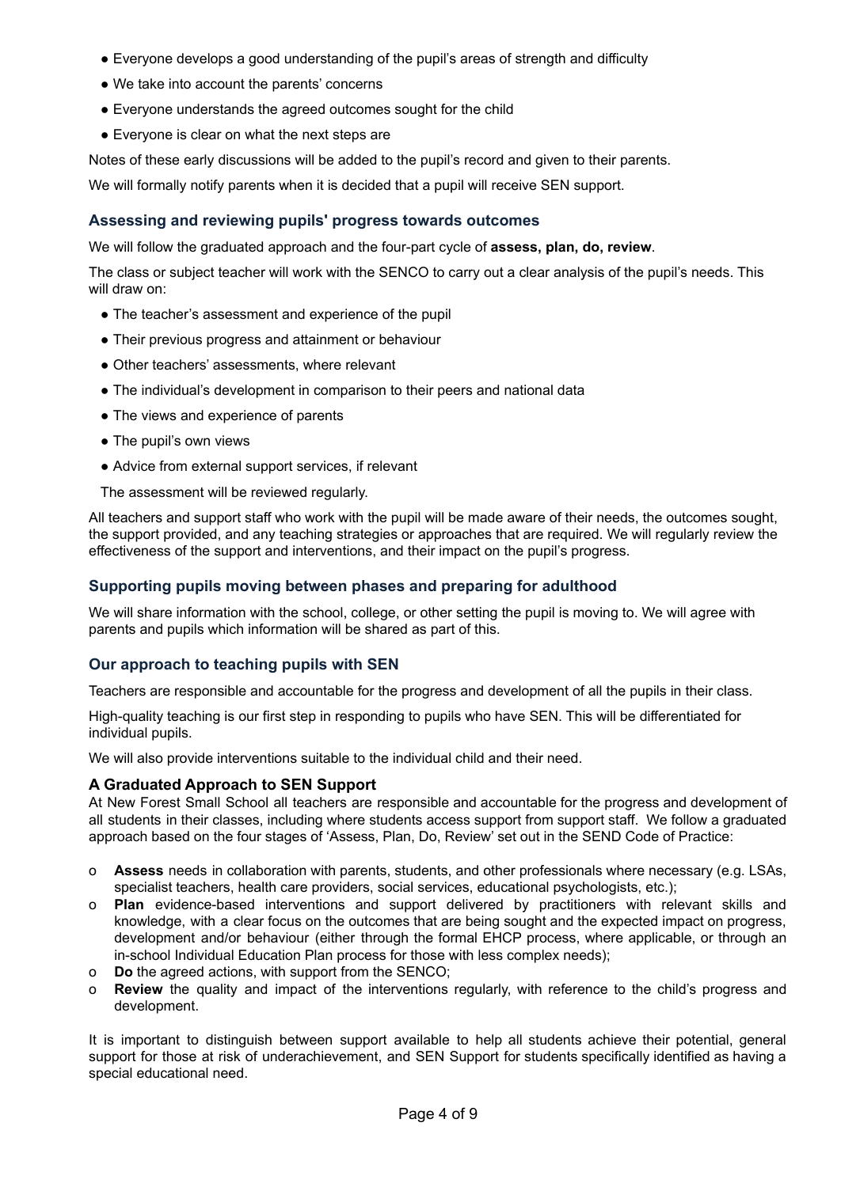- Everyone develops a good understanding of the pupil's areas of strength and difficulty
- We take into account the parents' concerns
- Everyone understands the agreed outcomes sought for the child
- Everyone is clear on what the next steps are

Notes of these early discussions will be added to the pupil's record and given to their parents.

We will formally notify parents when it is decided that a pupil will receive SEN support.

### Assessing and reviewing pupils' progress towards outcomes

We will follow the graduated approach and the four-part cycle of **assess, plan, do, review**.

The class or subject teacher will work with the SENCO to carry out a clear analysis of the pupil's needs. This will draw on:

- The teacher's assessment and experience of the pupil
- Their previous progress and attainment or behaviour
- Other teachers' assessments, where relevant
- The individual's development in comparison to their peers and national data
- The views and experience of parents
- The pupil's own views
- Advice from external support services, if relevant

The assessment will be reviewed regularly.

All teachers and support staff who work with the pupil will be made aware of their needs, the outcomes sought, the support provided, and any teaching strategies or approaches that are required. We will regularly review the effectiveness of the support and interventions, and their impact on the pupil's progress.

### Supporting pupils moving between phases and preparing for adulthood

We will share information with the school, college, or other setting the pupil is moving to. We will agree with parents and pupils which information will be shared as part of this.

### Our approach to teaching pupils with SEN

Teachers are responsible and accountable for the progress and development of all the pupils in their class.

High-quality teaching is our first step in responding to pupils who have SEN. This will be differentiated for individual pupils.

We will also provide interventions suitable to the individual child and their need.

### A Graduated Approach to SEN Support

At New Forest Small School all teachers are responsible and accountable for the progress and development of all students in their classes, including where students access support from support staff. We follow a graduated approach based on the four stages of 'Assess, Plan, Do, Review' set out in the SEND Code of Practice:

- **Assess** needs in collaboration with parents, students, and other professionals where necessary (e.g. LSAs, specialist teachers, health care providers, social services, educational psychologists, etc.);
- **Plan** evidence-based interventions and support delivered by practitioners with relevant skills and knowledge, with a clear focus on the outcomes that are being sought and the expected impact on progress, development and/or behaviour (either through the formal EHCP process, where applicable, or through an in-school Individual Education Plan process for those with less complex needs);
- **Do** the agreed actions, with support from the SENCO;
- **Review** the quality and impact of the interventions regularly, with reference to the child's progress and development.

It is important to distinguish between support available to help all students achieve their potential, general support for those at risk of underachievement, and SEN Support for students specifically identified as having a special educational need.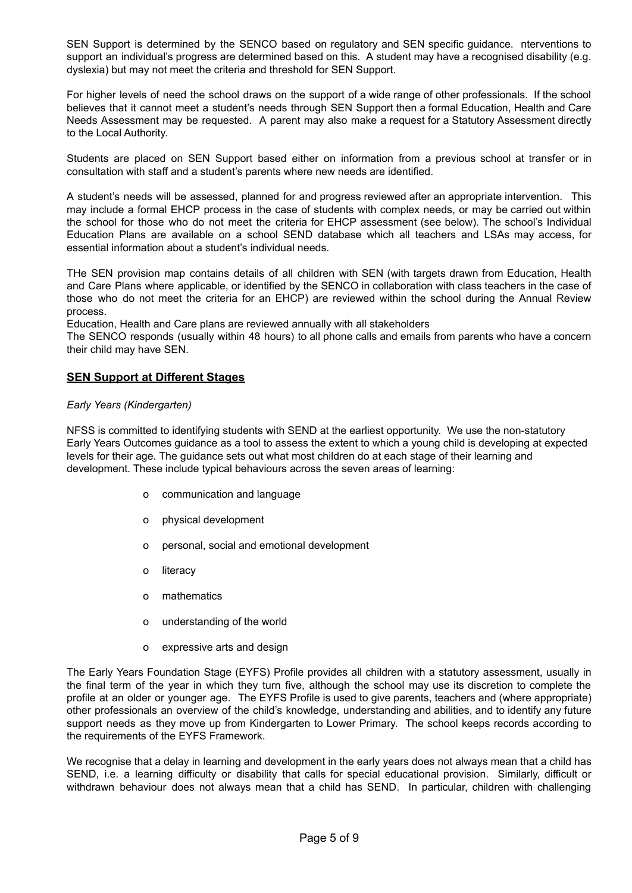SEN Support is determined by the SENCO based on regulatory and SEN specific guidance. nterventions to support an individual's progress are determined based on this. A student may have a recognised disability (e.g. dyslexia) but may not meet the criteria and threshold for SEN Support.

For higher levels of need the school draws on the support of a wide range of other professionals. If the school believes that it cannot meet a student's needs through SEN Support then a formal Education, Health and Care Needs Assessment may be requested. A parent may also make a request for a Statutory Assessment directly to the Local Authority.

Students are placed on SEN Support based either on information from a previous school at transfer or in consultation with staff and a student's parents where new needs are identified.

A student's needs will be assessed, planned for and progress reviewed after an appropriate intervention. This may include a formal EHCP process in the case of students with complex needs, or may be carried out within the school for those who do not meet the criteria for EHCP assessment (see below). The school's Individual Education Plans are available on a school SEND database which all teachers and LSAs may access, for essential information about a student's individual needs.

THe SEN provision map contains details of all children with SEN (with targets drawn from Education, Health and Care Plans where applicable, or identified by the SENCO in collaboration with class teachers in the case of those who do not meet the criteria for an EHCP) are reviewed within the school during the Annual Review process.

Education, Health and Care plans are reviewed annually with all stakeholders

The SENCO responds (usually within 48 hours) to all phone calls and emails from parents who have a concern their child may have SEN.

## SEN Support at Different Stages

*Early Years (Kindergarten)*

NFSS is committed to identifying students with SEND at the earliest opportunity. We use the non-statutory Early Years Outcomes guidance as a tool to assess the extent to which a young child is developing at expected levels for their age. The guidance sets out what most children do at each stage of their learning and development. These include typical behaviours across the seven areas of learning:

- communication and language
- physical development
- personal, social and emotional development
- literacy
- mathematics
- understanding of the world
- expressive arts and design

The Early Years Foundation Stage (EYFS) Profile provides all children with a statutory assessment, usually in the final term of the year in which they turn five, although the school may use its discretion to complete the profile at an older or younger age. The EYFS Profile is used to give parents, teachers and (where appropriate) other professionals an overview of the child's knowledge, understanding and abilities, and to identify any future support needs as they move up from Kindergarten to Lower Primary. The school keeps records according to the requirements of the EYFS Framework.

We recognise that a delay in learning and development in the early years does not always mean that a child has SEND, i.e. a learning difficulty or disability that calls for special educational provision. Similarly, difficult or withdrawn behaviour does not always mean that a child has SEND. In particular, children with challenging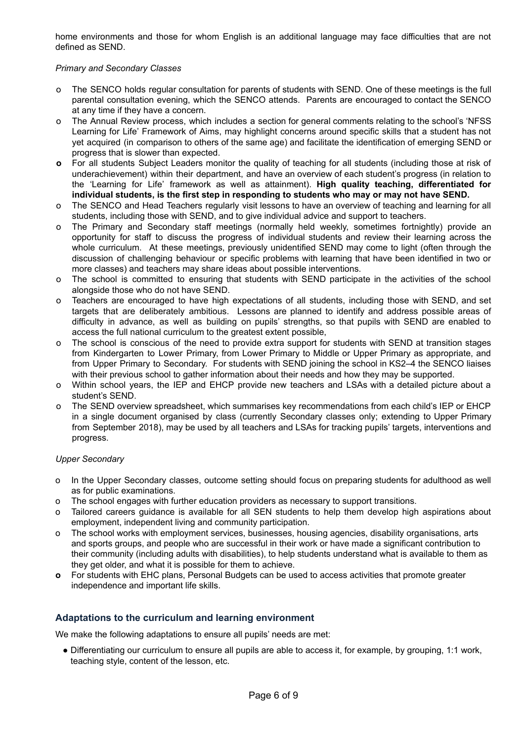home environments and those for whom English is an additional language may face difficulties that are not defined as SEND.

*Primary and Secondary Classes*

- The SENCO holds regular consultation for parents of students with SEND. One of these meetings is the full parental consultation evening, which the SENCO attends. Parents are encouraged to contact the SENCO at any time if they have a concern.
- The Annual Review process, which includes a section for general comments relating to the school's 'NFSS Learning for Life' Framework of Aims, may highlight concerns around specific skills that a student has not yet acquired (in comparison to others of the same age) and facilitate the identification of emerging SEND or progress that is slower than expected.
- For all students Subject Leaders monitor the quality of teaching for all students (including those at risk of underachievement) within their department, and have an overview of each student's progress (in relation to the 'Learning for Life' framework as well as attainment). **High quality teaching, differentiated for individual students, is the first step in responding to students who may or may not have SEND.**
- The SENCO and Head Teachers regularly visit lessons to have an overview of teaching and learning for all students, including those with SEND, and to give individual advice and support to teachers.
- The Primary and Secondary staff meetings (normally held weekly, sometimes fortnightly) provide an opportunity for staff to discuss the progress of individual students and review their learning across the whole curriculum. At these meetings, previously unidentified SEND may come to light (often through the discussion of challenging behaviour or specific problems with learning that have been identified in two or more classes) and teachers may share ideas about possible interventions.
- The school is committed to ensuring that students with SEND participate in the activities of the school alongside those who do not have SEND.
- Teachers are encouraged to have high expectations of all students, including those with SEND, and set targets that are deliberately ambitious. Lessons are planned to identify and address possible areas of difficulty in advance, as well as building on pupils' strengths, so that pupils with SEND are enabled to access the full national curriculum to the greatest extent possible,
- The school is conscious of the need to provide extra support for students with SEND at transition stages from Kindergarten to Lower Primary, from Lower Primary to Middle or Upper Primary as appropriate, and from Upper Primary to Secondary. For students with SEND joining the school in KS2–4 the SENCO liaises with their previous school to gather information about their needs and how they may be supported.
- Within school years, the IEP and EHCP provide new teachers and LSAs with a detailed picture about a student's SEND.
- The SEND overview spreadsheet, which summarises key recommendations from each child's IEP or EHCP in a single document organised by class (currently Secondary classes only; extending to Upper Primary from September 2018), may be used by all teachers and LSAs for tracking pupils' targets, interventions and progress.

*Upper Secondary*

- In the Upper Secondary classes, outcome setting should focus on preparing students for adulthood as well as for public examinations.
- The school engages with further education providers as necessary to support transitions.
- Tailored careers guidance is available for all SEN students to help them develop high aspirations about employment, independent living and community participation.
- The school works with employment services, businesses, housing agencies, disability organisations, arts and sports groups, and people who are successful in their work or have made a significant contribution to their community (including adults with disabilities), to help students understand what is available to them as they get older, and what it is possible for them to achieve.
- For students with EHC plans, Personal Budgets can be used to access activities that promote greater independence and important life skills.

### Adaptations to the curriculum and learning environment

We make the following adaptations to ensure all pupils' needs are met:

- Differentiating our curriculum to ensure all pupils are able to access it, for example, by grouping, 1:1 work, teaching style, content of the lesson, etc.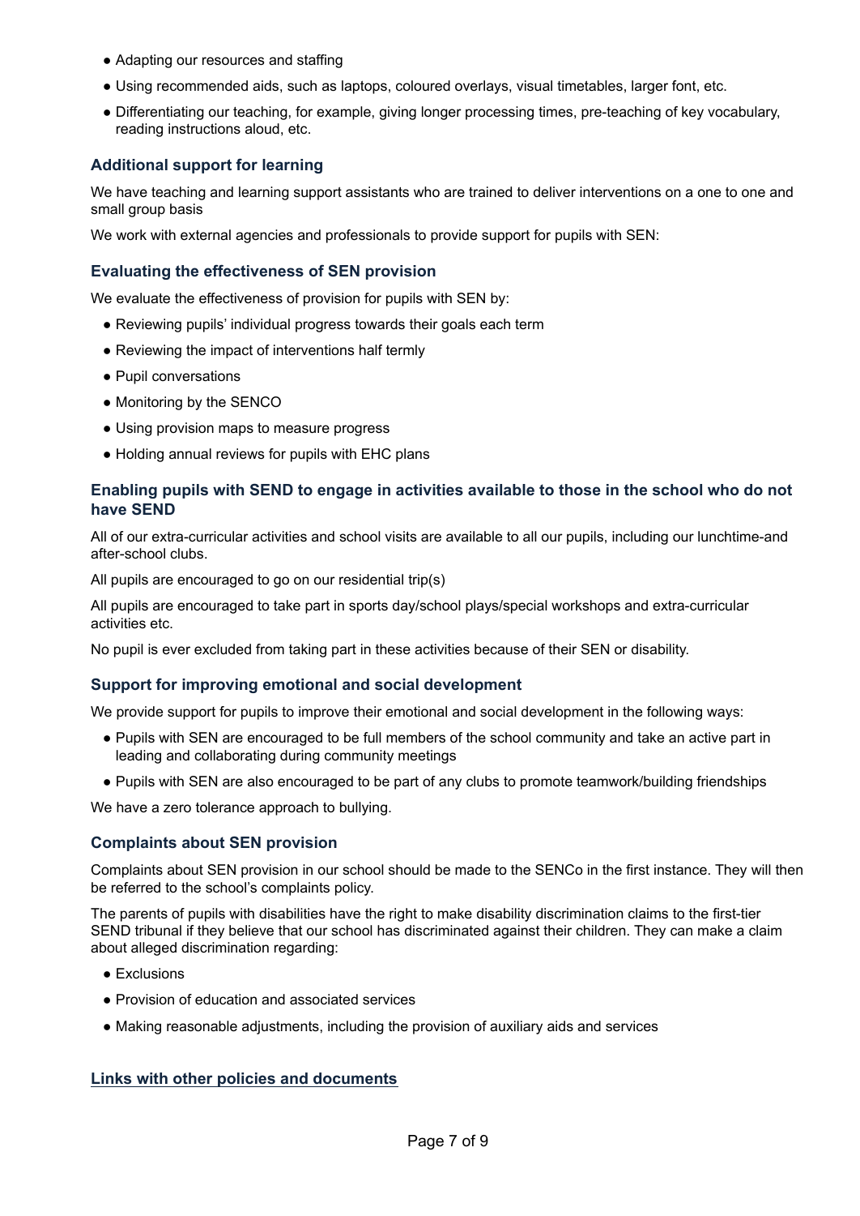- Adapting our resources and staffing
- Using recommended aids, such as laptops, coloured overlays, visual timetables, larger font, etc.
- Differentiating our teaching, for example, giving longer processing times, pre-teaching of key vocabulary, reading instructions aloud, etc.

### Additional support for learning

We have teaching and learning support assistants who are trained to deliver interventions on a one to one and small group basis

We work with external agencies and professionals to provide support for pupils with SEN:

### Evaluating the effectiveness of SEN provision

We evaluate the effectiveness of provision for pupils with SEN by:

- Reviewing pupils' individual progress towards their goals each term
- Reviewing the impact of interventions half termly
- Pupil conversations
- Monitoring by the SENCO
- Using provision maps to measure progress
- Holding annual reviews for pupils with EHC plans

### Enabling pupils with SEND to engage in activities available to those in the school who do not have SEND

All of our extra-curricular activities and school visits are available to all our pupils, including our lunchtime-and after-school clubs.

All pupils are encouraged to go on our residential trip(s)

All pupils are encouraged to take part in sports day/school plays/special workshops and extra-curricular activities etc.

No pupil is ever excluded from taking part in these activities because of their SEN or disability.

### Support for improving emotional and social development

We provide support for pupils to improve their emotional and social development in the following ways:

- Pupils with SEN are encouraged to be full members of the school community and take an active part in leading and collaborating during community meetings
- Pupils with SEN are also encouraged to be part of any clubs to promote teamwork/building friendships

We have a zero tolerance approach to bullying.

### Complaints about SEN provision

Complaints about SEN provision in our school should be made to the SENCo in the first instance. They will then be referred to the school's complaints policy.

The parents of pupils with disabilities have the right to make disability discrimination claims to the first-tier SEND tribunal if they believe that our school has discriminated against their children. They can make a claim about alleged discrimination regarding:

- Exclusions
- Provision of education and associated services
- Making reasonable adjustments, including the provision of auxiliary aids and services

### Links with other policies and documents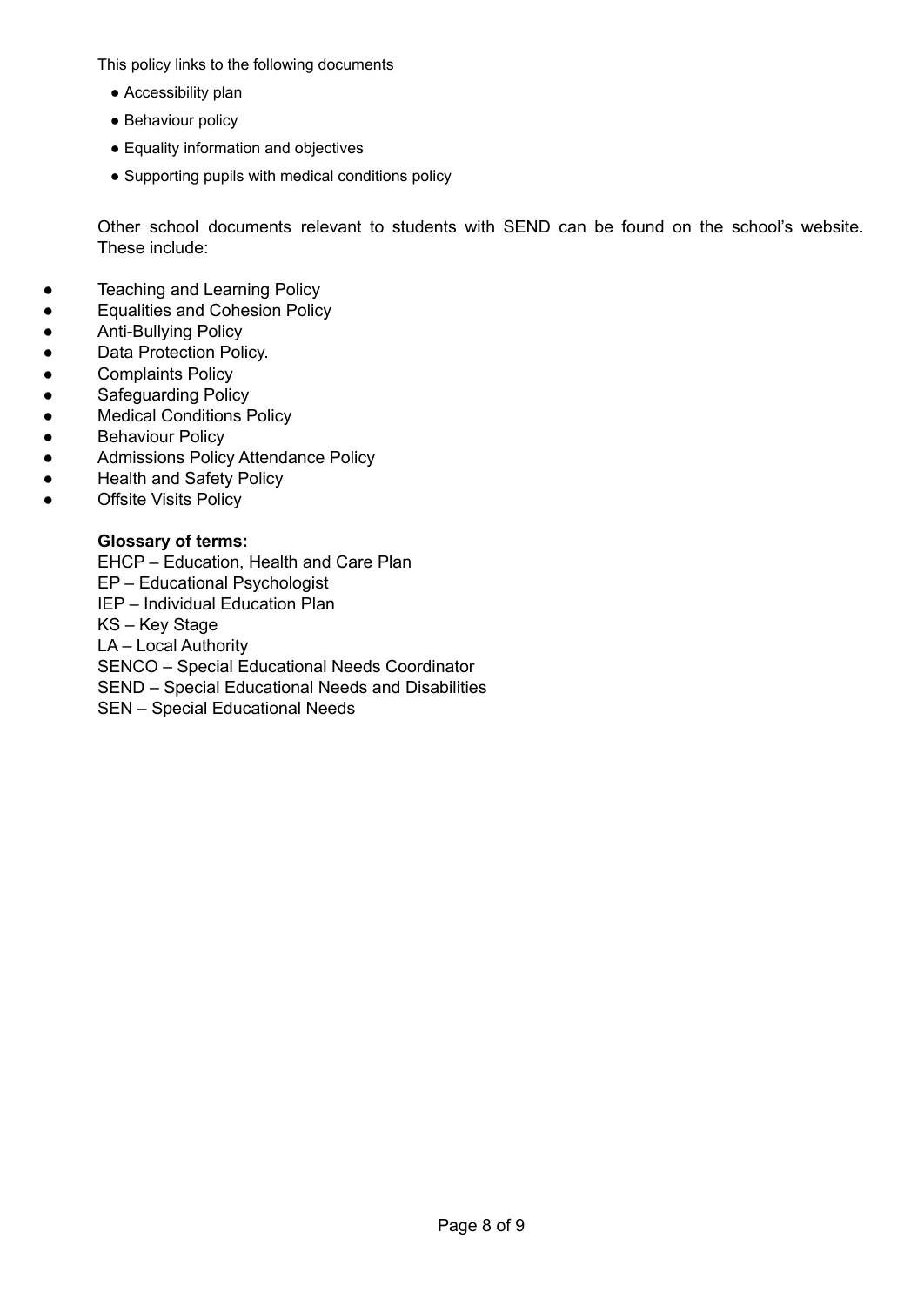This policy links to the following documents

- Accessibility plan
- Behaviour policy
- Equality information and objectives
- Supporting pupils with medical conditions policy

Other school documents relevant to students with SEND can be found on the school's website. These include:

- Teaching and Learning Policy
- Equalities and Cohesion Policy
- Anti-Bullying Policy
- Data Protection Policy.
- Complaints Policy
- Safeguarding Policy
- Medical Conditions Policy
- Behaviour Policy
- Admissions Policy Attendance Policy
- Health and Safety Policy
- Offsite Visits Policy

**Glossary of terms:**

EHCP – Education, Health and Care Plan
EP – Educational Psychologist
IEP – Individual Education Plan
KS – Key Stage
LA – Local Authority
SENCO – Special Educational Needs Coordinator
SEND – Special Educational Needs and Disabilities
SEN – Special Educational Needs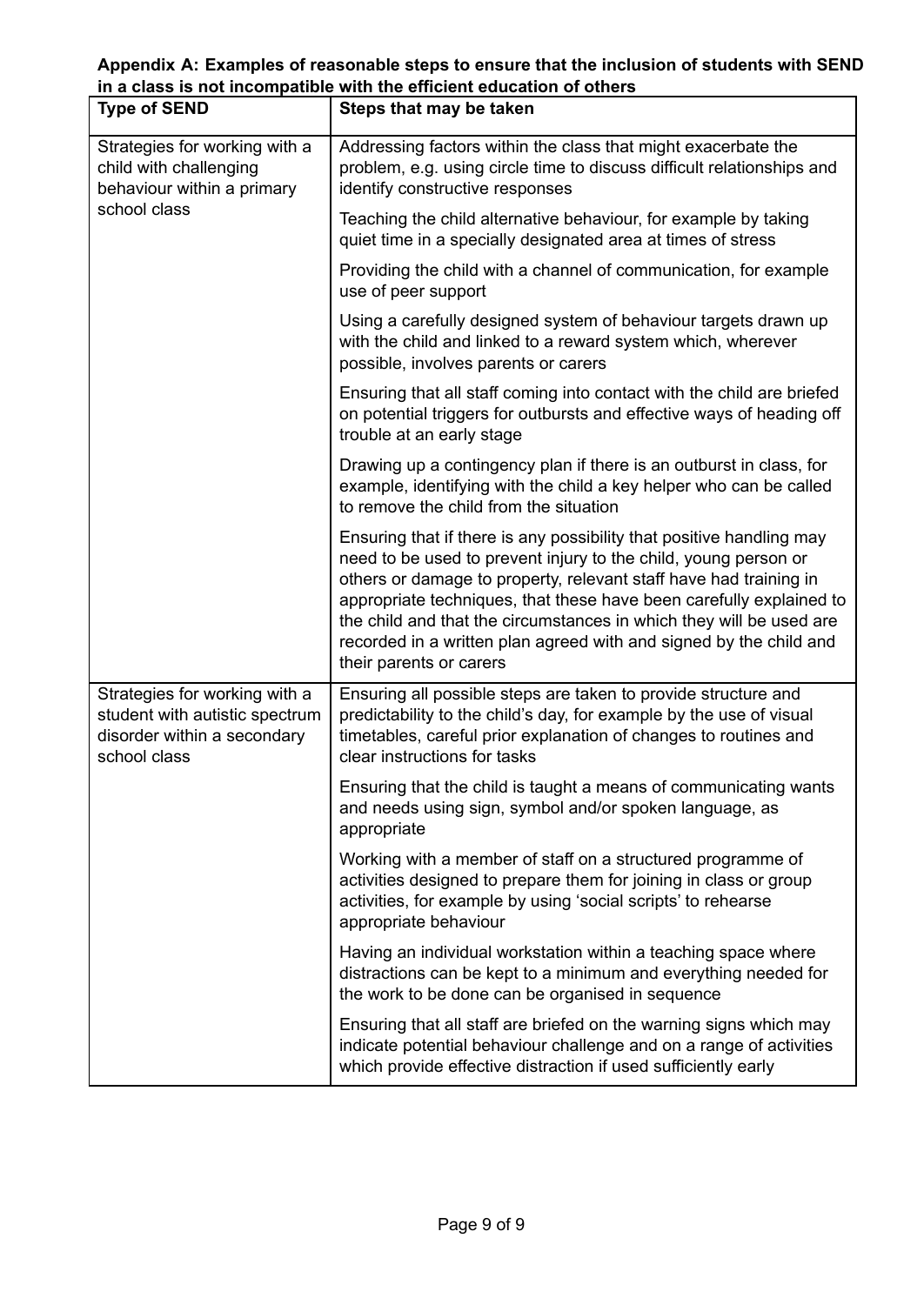**Appendix A: Examples of reasonable steps to ensure that the inclusion of students with SEND in a class is not incompatible with the efficient education of others**

| Type of SEND | Steps that may be taken |
|---|---|
| Strategies for working with a child with challenging behaviour within a primary school class | Addressing factors within the class that might exacerbate the problem, e.g. using circle time to discuss difficult relationships and identify constructive responses |
| | Teaching the child alternative behaviour, for example by taking quiet time in a specially designated area at times of stress |
| | Providing the child with a channel of communication, for example use of peer support |
| | Using a carefully designed system of behaviour targets drawn up with the child and linked to a reward system which, wherever possible, involves parents or carers |
| | Ensuring that all staff coming into contact with the child are briefed on potential triggers for outbursts and effective ways of heading off trouble at an early stage |
| | Drawing up a contingency plan if there is an outburst in class, for example, identifying with the child a key helper who can be called to remove the child from the situation |
| | Ensuring that if there is any possibility that positive handling may need to be used to prevent injury to the child, young person or others or damage to property, relevant staff have had training in appropriate techniques, that these have been carefully explained to the child and that the circumstances in which they will be used are recorded in a written plan agreed with and signed by the child and their parents or carers |
| Strategies for working with a student with autistic spectrum disorder within a secondary school class | Ensuring all possible steps are taken to provide structure and predictability to the child's day, for example by the use of visual timetables, careful prior explanation of changes to routines and clear instructions for tasks |
| | Ensuring that the child is taught a means of communicating wants and needs using sign, symbol and/or spoken language, as appropriate |
| | Working with a member of staff on a structured programme of activities designed to prepare them for joining in class or group activities, for example by using 'social scripts' to rehearse appropriate behaviour |
| | Having an individual workstation within a teaching space where distractions can be kept to a minimum and everything needed for the work to be done can be organised in sequence |
| | Ensuring that all staff are briefed on the warning signs which may indicate potential behaviour challenge and on a range of activities which provide effective distraction if used sufficiently early |